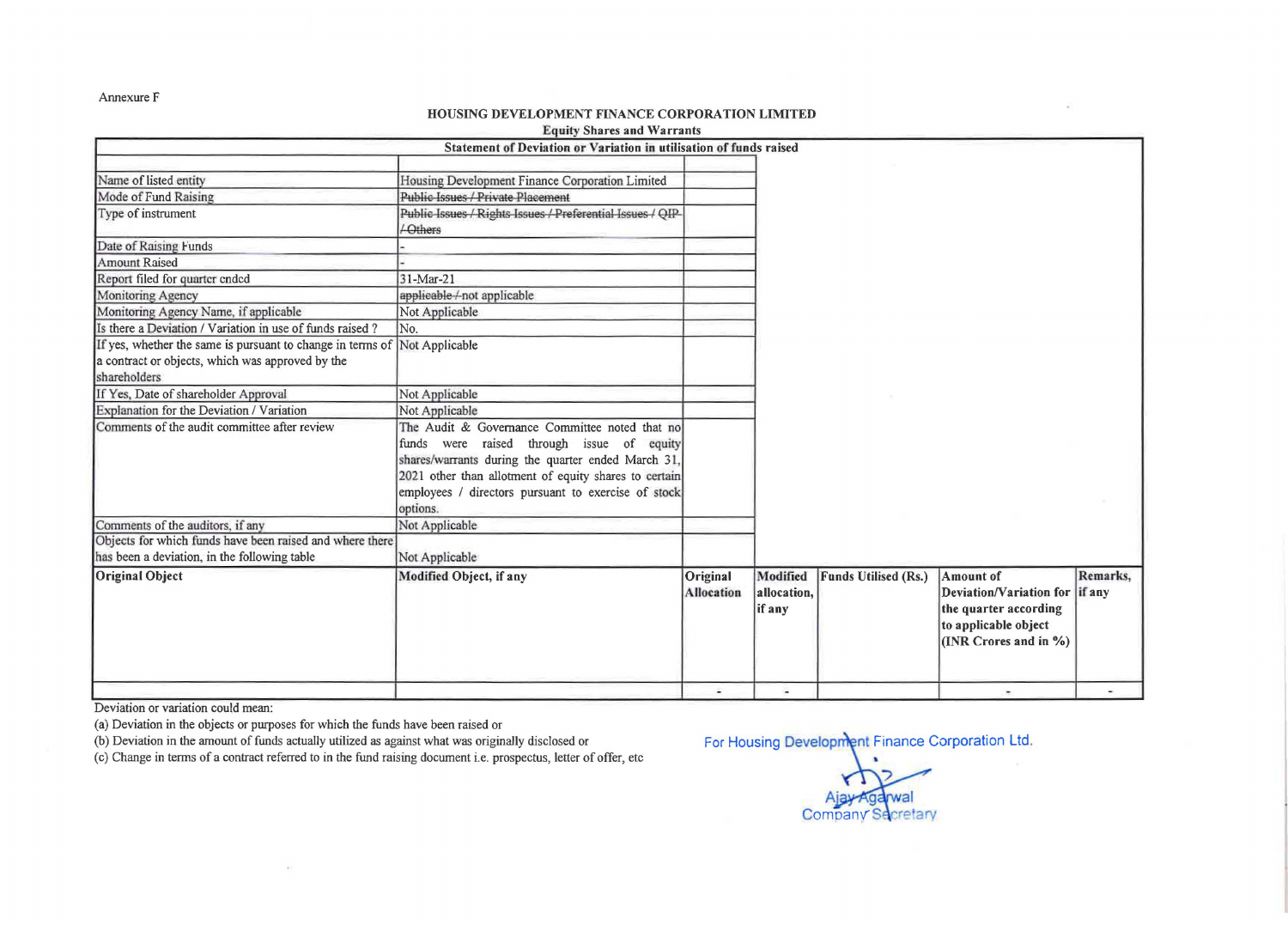Annexure F

**HOUSING DEVELOPMENT FINANCE CORPORATION LIMITED**

**Equity Shares and Warrants**

**Statement of Deviation or Variation in utilisation of funds raised**

| | | | | | | |
|---|---|---|---|---|---|---|
| Name of listed entity | Housing Development Finance Corporation Limited | | | | | |
| Mode of Fund Raising | ~~Public Issues / Private Placement~~ | | | | | |
| Type of instrument | ~~Public Issues / Rights Issues / Preferential Issues / QIP / Others~~ | | | | | |
| Date of Raising Funds | - | | | | | |
| Amount Raised | - | | | | | |
| Report filed for quarter ended | 31-Mar-21 | | | | | |
| Monitoring Agency | ~~applicable /~~ not applicable | | | | | |
| Monitoring Agency Name, if applicable | Not Applicable | | | | | |
| Is there a Deviation / Variation in use of funds raised ? | No. | | | | | |
| If yes, whether the same is pursuant to change in terms of a contract or objects, which was approved by the shareholders | Not Applicable | | | | | |
| If Yes, Date of shareholder Approval | Not Applicable | | | | | |
| Explanation for the Deviation / Variation | Not Applicable | | | | | |
| Comments of the audit committee after review | The Audit & Governance Committee noted that no funds were raised through issue of equity shares/warrants during the quarter ended March 31, 2021 other than allotment of equity shares to certain employees / directors pursuant to exercise of stock options. | | | | | |
| Comments of the auditors, if any | Not Applicable | | | | | |
| Objects for which funds have been raised and where there has been a deviation, in the following table | Not Applicable | | | | | |
| **Original Object** | **Modified Object, if any** | **Original Allocation** | **Modified allocation, if any** | **Funds Utilised (Rs.)** | **Amount of Deviation/Variation for the quarter according to applicable object (INR Crores and in %)** | **Remarks, if any** |
| | | - | - | | - | - |

Deviation or variation could mean:

(a) Deviation in the objects or purposes for which the funds have been raised or

(b) Deviation in the amount of funds actually utilized as against what was originally disclosed or

(c) Change in terms of a contract referred to in the fund raising document i.e. prospectus, letter of offer, etc

For Housing Development Finance Corporation Ltd.

Ajay Agarwal
Company Secretary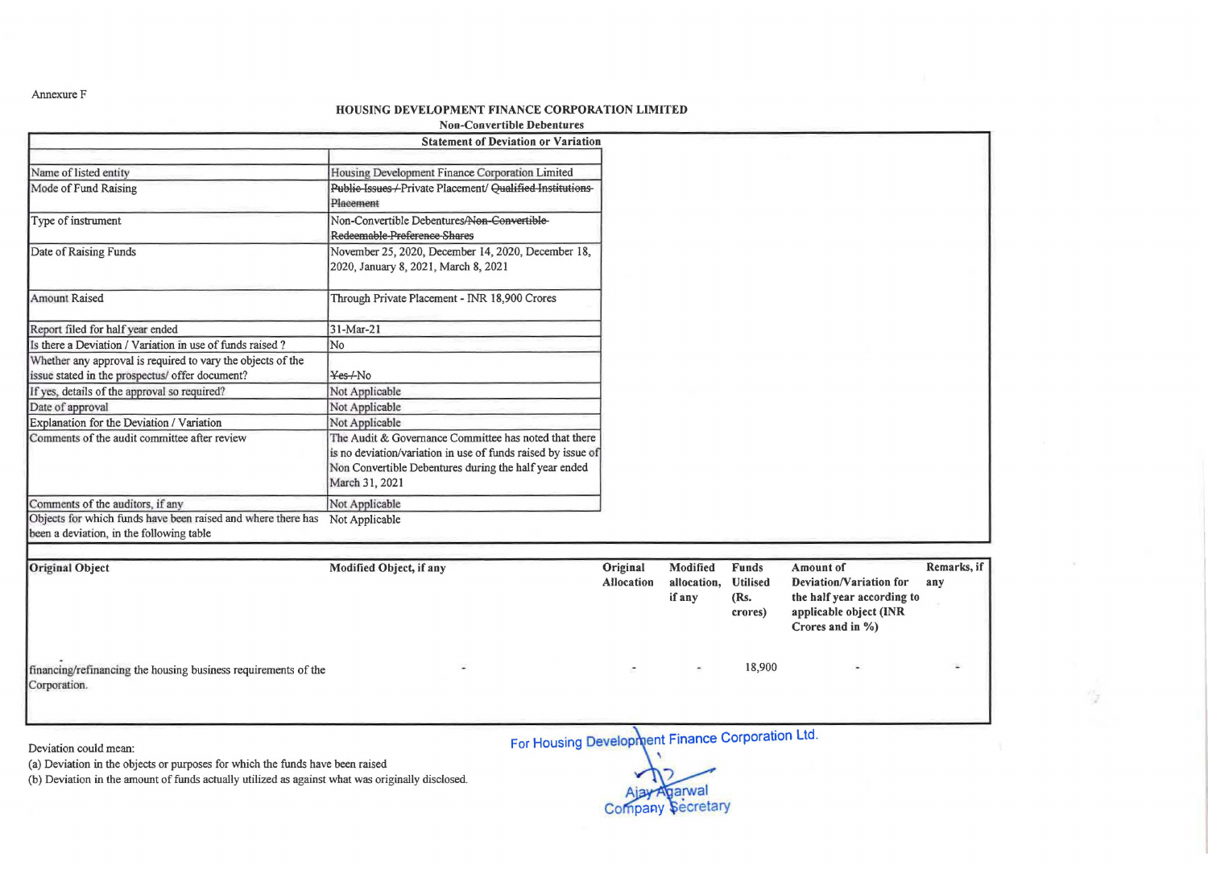Annexure F

**HOUSING DEVELOPMENT FINANCE CORPORATION LIMITED**

**Non-Convertible Debentures**

**Statement of Deviation or Variation**

| | |
|---|---|
| Name of listed entity | Housing Development Finance Corporation Limited |
| Mode of Fund Raising | ~~Public Issues /~~ Private Placement/ ~~Qualified Institutions Placement~~ |
| Type of instrument | Non-Convertible Debentures/~~Non-Convertible Redeemable Preference Shares~~ |
| Date of Raising Funds | November 25, 2020, December 14, 2020, December 18, 2020, January 8, 2021, March 8, 2021 |
| Amount Raised | Through Private Placement - INR 18,900 Crores |
| Report filed for half year ended | 31-Mar-21 |
| Is there a Deviation / Variation in use of funds raised ? | No |
| Whether any approval is required to vary the objects of the issue stated in the prospectus/ offer document? | ~~Yes /~~ No |
| If yes, details of the approval so required? | Not Applicable |
| Date of approval | Not Applicable |
| Explanation for the Deviation / Variation | Not Applicable |
| Comments of the audit committee after review | The Audit & Governance Committee has noted that there is no deviation/variation in use of funds raised by issue of Non Convertible Debentures during the half year ended March 31, 2021 |
| Comments of the auditors, if any | Not Applicable |
| Objects for which funds have been raised and where there has been a deviation, in the following table | Not Applicable |

| Original Object | Modified Object, if any | Original Allocation | Modified allocation, if any | Funds Utilised (Rs. crores) | Amount of Deviation/Variation for the half year according to applicable object (INR Crores and in %) | Remarks, if any |
|---|---|---|---|---|---|---|
| financing/refinancing the housing business requirements of the Corporation. | - | - | - | 18,900 | - | - |

Deviation could mean:

(a) Deviation in the objects or purposes for which the funds have been raised

(b) Deviation in the amount of funds actually utilized as against what was originally disclosed.

For Housing Development Finance Corporation Ltd.

Ajay Agarwal
Company Secretary